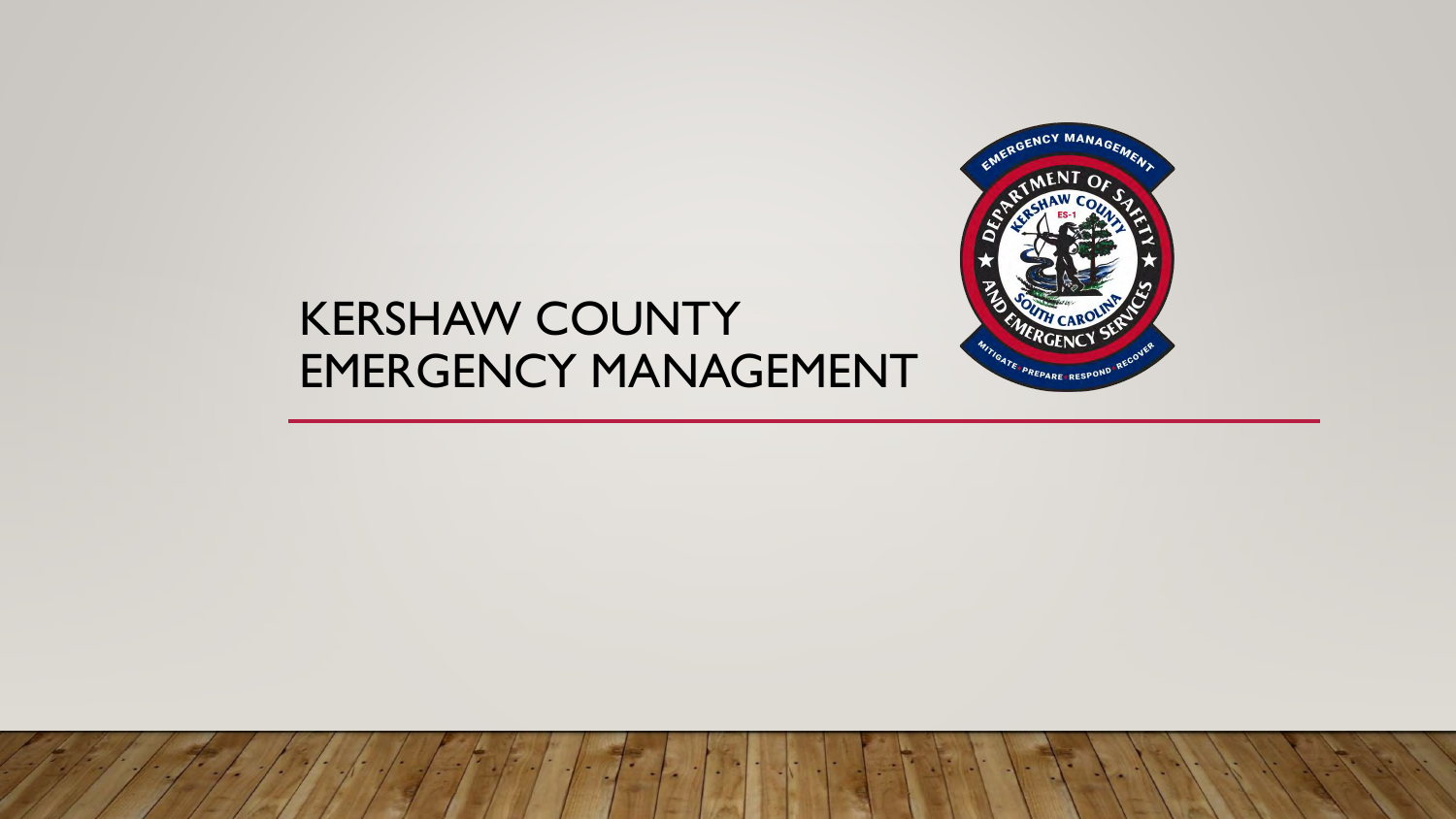# KERSHAW COUNTY EMERGENCY MANAGEMENT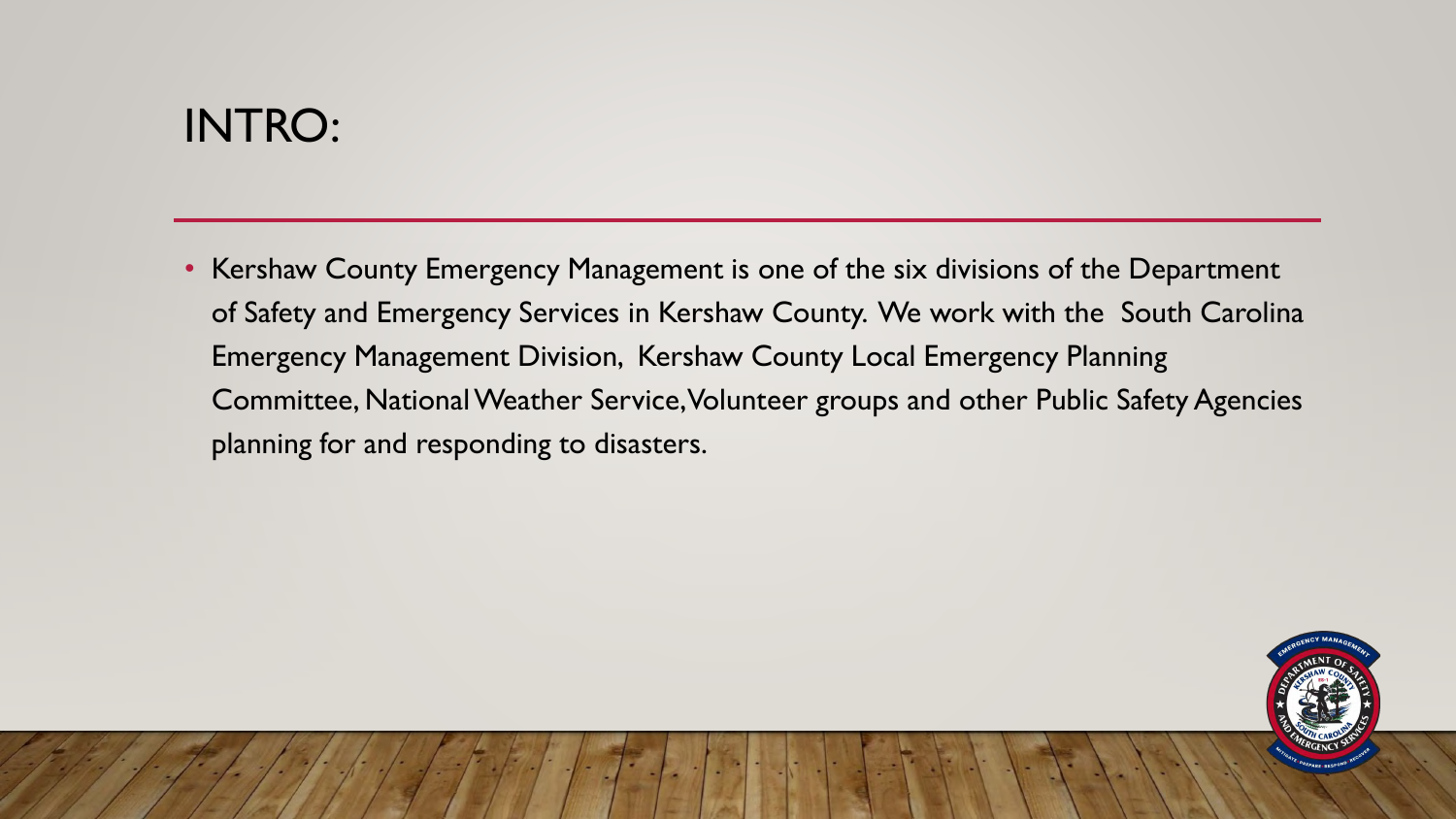# INTRO:

- Kershaw County Emergency Management is one of the six divisions of the Department of Safety and Emergency Services in Kershaw County. We work with the South Carolina Emergency Management Division, Kershaw County Local Emergency Planning Committee, National Weather Service, Volunteer groups and other Public Safety Agencies planning for and responding to disasters.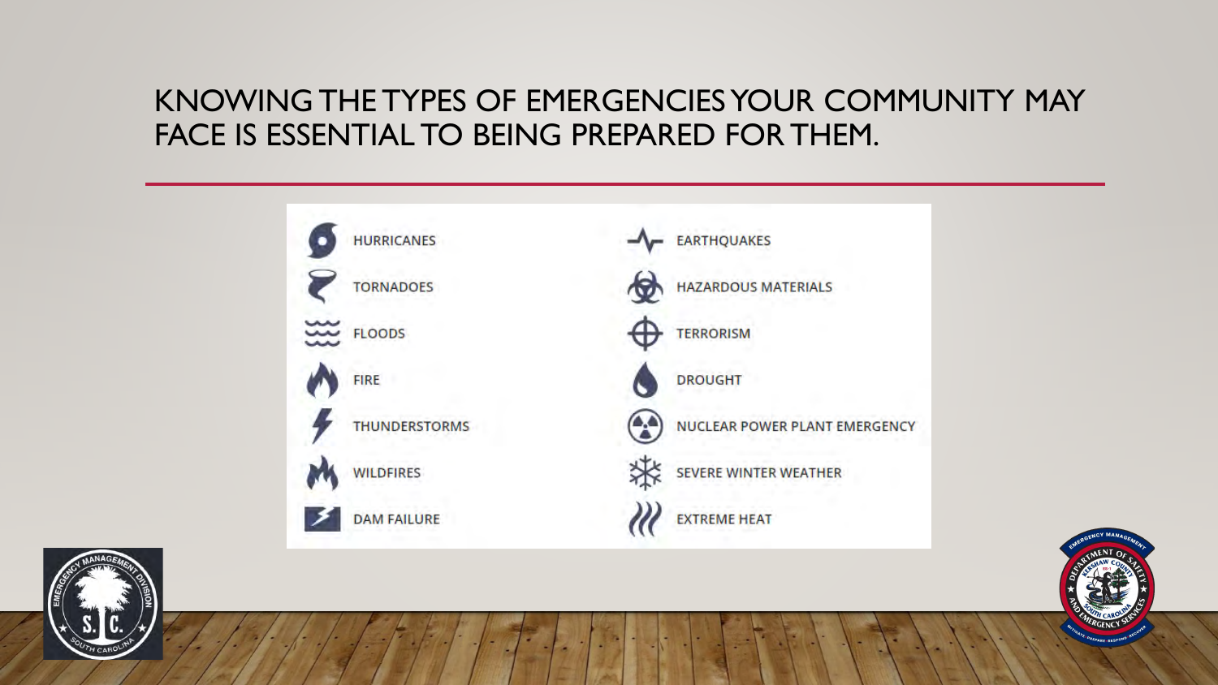# KNOWING THE TYPES OF EMERGENCIES YOUR COMMUNITY MAY FACE IS ESSENTIAL TO BEING PREPARED FOR THEM.

- HURRICANES
- TORNADOES
- FLOODS
- FIRE
- THUNDERSTORMS
- WILDFIRES
- DAM FAILURE
- EARTHQUAKES
- HAZARDOUS MATERIALS
- TERRORISM
- DROUGHT
- NUCLEAR POWER PLANT EMERGENCY
- SEVERE WINTER WEATHER
- EXTREME HEAT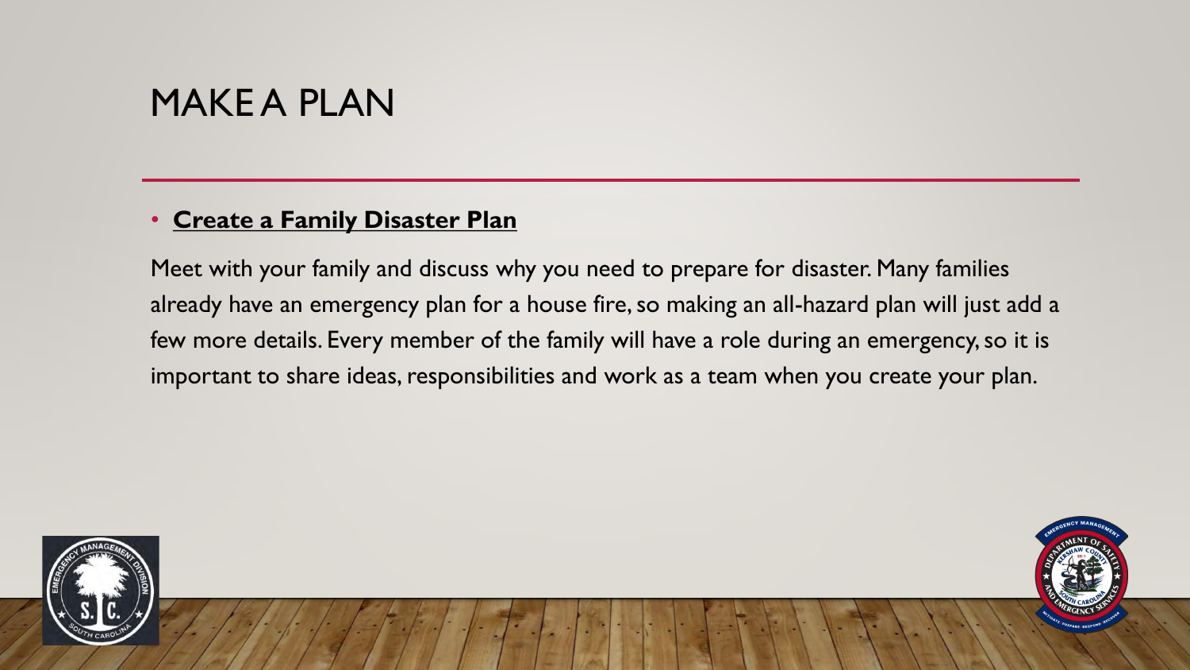# MAKE A PLAN

- **Create a Family Disaster Plan**

Meet with your family and discuss why you need to prepare for disaster. Many families already have an emergency plan for a house fire, so making an all-hazard plan will just add a few more details. Every member of the family will have a role during an emergency, so it is important to share ideas, responsibilities and work as a team when you create your plan.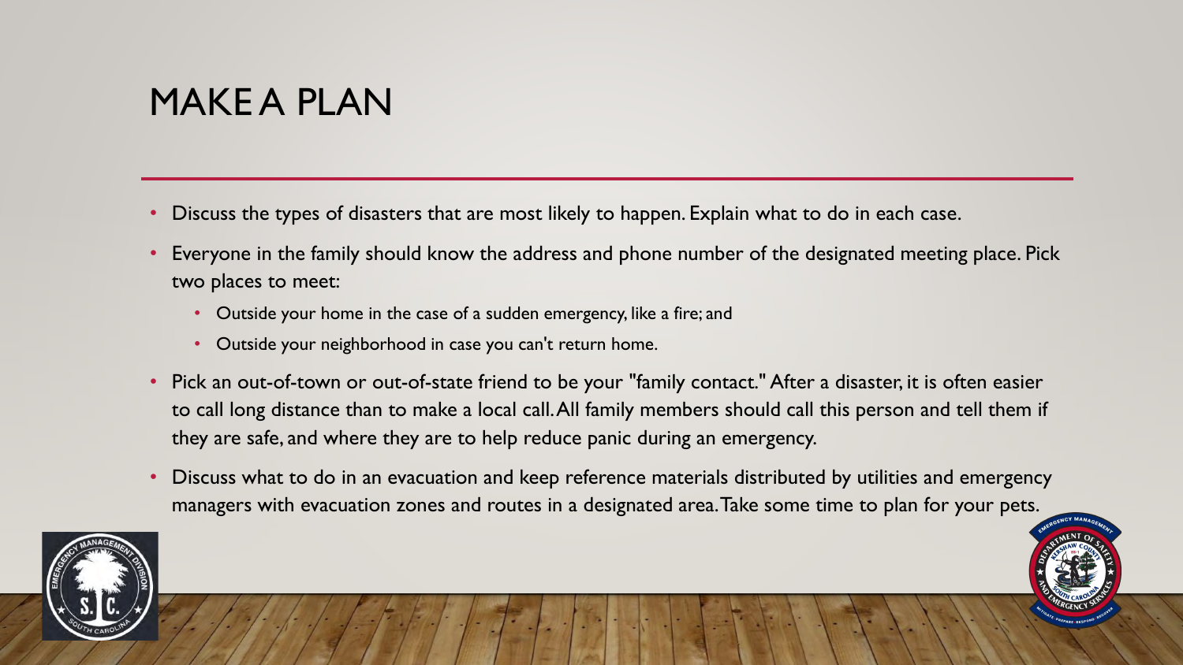# MAKE A PLAN

- Discuss the types of disasters that are most likely to happen. Explain what to do in each case.
- Everyone in the family should know the address and phone number of the designated meeting place. Pick two places to meet:
  - Outside your home in the case of a sudden emergency, like a fire; and
  - Outside your neighborhood in case you can't return home.
- Pick an out-of-town or out-of-state friend to be your "family contact." After a disaster, it is often easier to call long distance than to make a local call. All family members should call this person and tell them if they are safe, and where they are to help reduce panic during an emergency.
- Discuss what to do in an evacuation and keep reference materials distributed by utilities and emergency managers with evacuation zones and routes in a designated area. Take some time to plan for your pets.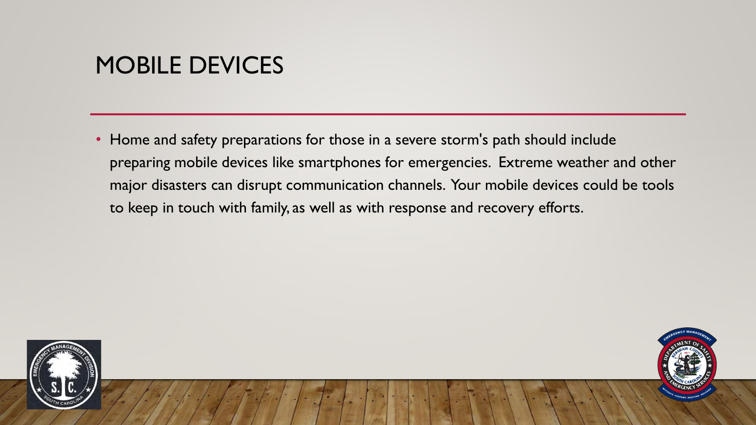# MOBILE DEVICES

- Home and safety preparations for those in a severe storm's path should include preparing mobile devices like smartphones for emergencies.  Extreme weather and other major disasters can disrupt communication channels. Your mobile devices could be tools to keep in touch with family, as well as with response and recovery efforts.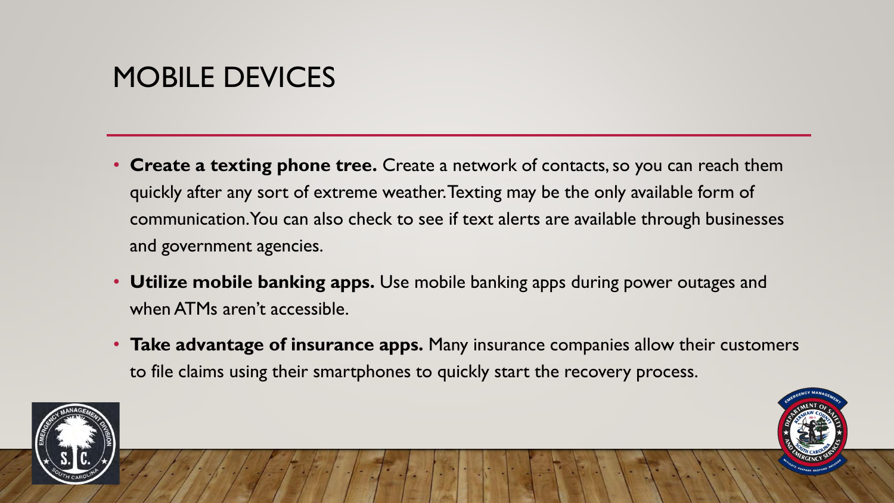# MOBILE DEVICES

- **Create a texting phone tree.** Create a network of contacts, so you can reach them quickly after any sort of extreme weather. Texting may be the only available form of communication. You can also check to see if text alerts are available through businesses and government agencies.
- **Utilize mobile banking apps.** Use mobile banking apps during power outages and when ATMs aren't accessible.
- **Take advantage of insurance apps.** Many insurance companies allow their customers to file claims using their smartphones to quickly start the recovery process.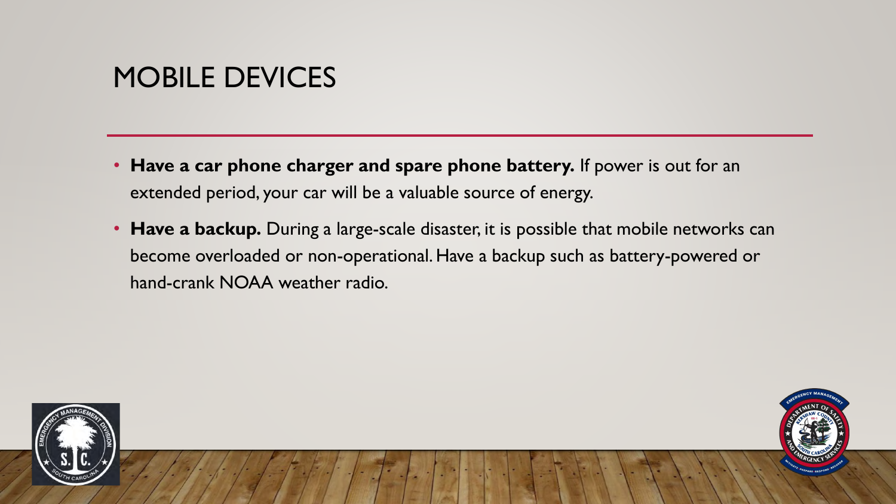# MOBILE DEVICES

- **Have a car phone charger and spare phone battery.** If power is out for an extended period, your car will be a valuable source of energy.
- **Have a backup.** During a large-scale disaster, it is possible that mobile networks can become overloaded or non-operational. Have a backup such as battery-powered or hand-crank NOAA weather radio.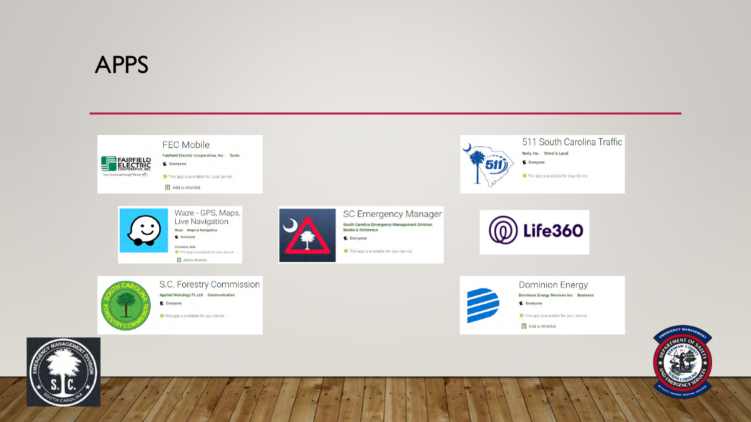# APPS

**FEC Mobile**
Fairfield Electric Cooperative, Inc. · Tools
Everyone
This app is available for your device
Add to Wishlist

**511 South Carolina Traffic**
Iteris, Inc. · Travel & Local
Everyone
This app is available for your device

**Waze - GPS, Maps, Live Navigation**
Waze · Maps & Navigation
Everyone
Contains Ads
This app is available for your device
Add to Wishlist

**SC Emergency Manager**
South Carolina Emergency Management Division · Books & Reference
Everyone
This app is available for your device

**Life360**

**S.C. Forestry Commission**
Applied Webology FL LLC · Communication
Everyone
This app is available for your device

**Dominion Energy**
Dominion Energy Services Inc · Business
Everyone
This app is available for your device
Add to Wishlist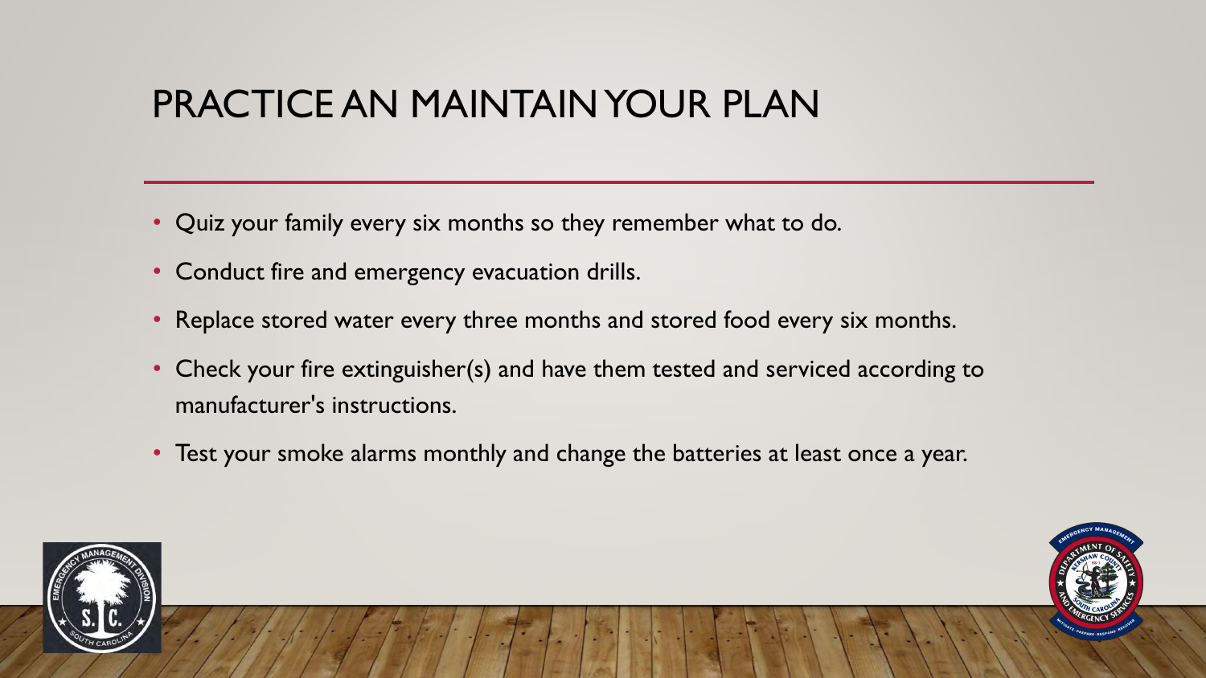# PRACTICE AN MAINTAIN YOUR PLAN

- Quiz your family every six months so they remember what to do.
- Conduct fire and emergency evacuation drills.
- Replace stored water every three months and stored food every six months.
- Check your fire extinguisher(s) and have them tested and serviced according to manufacturer's instructions.
- Test your smoke alarms monthly and change the batteries at least once a year.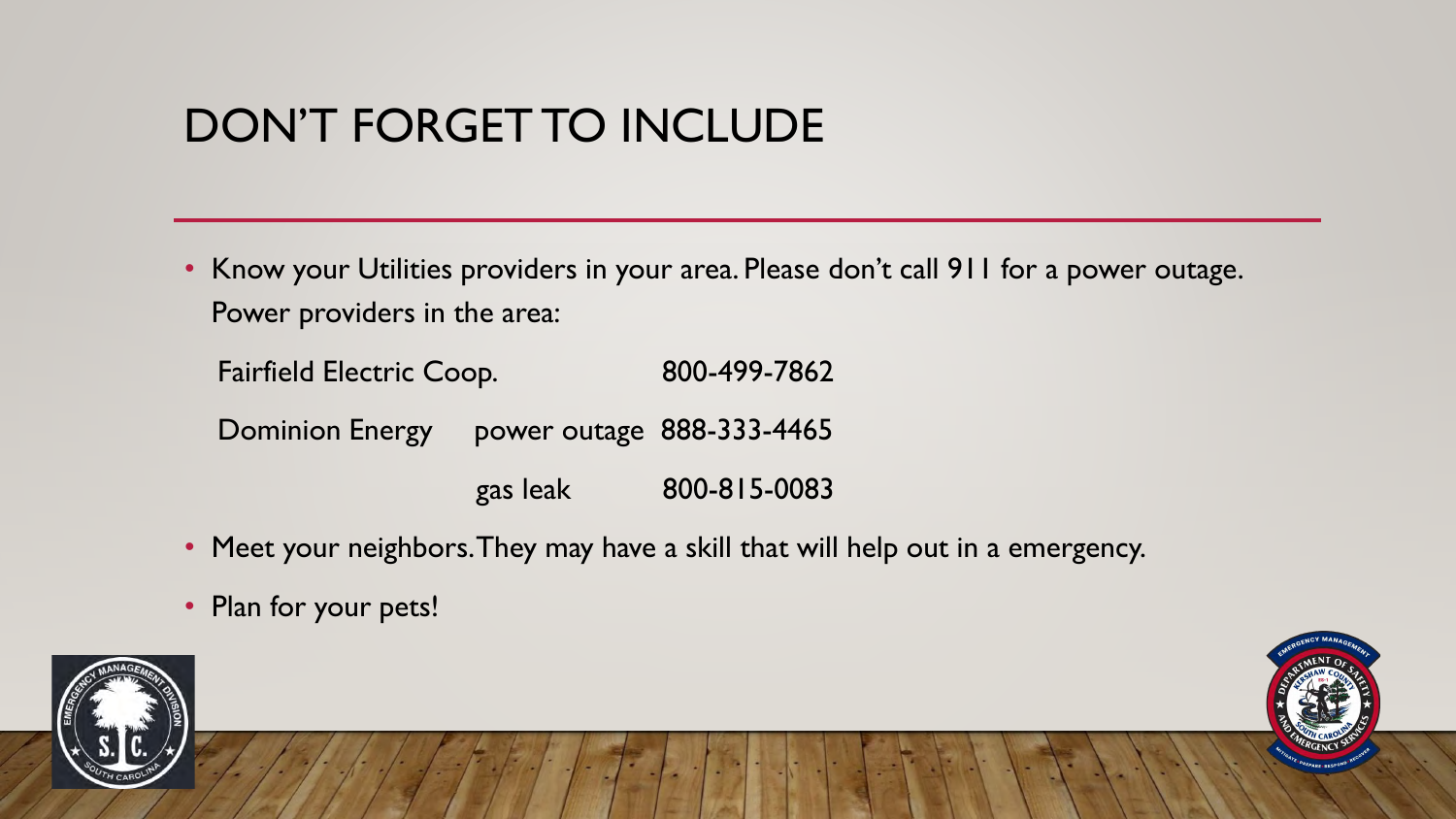# DON'T FORGET TO INCLUDE

- Know your Utilities providers in your area. Please don't call 911 for a power outage. Power providers in the area:

| | | |
|---|---|---|
| Fairfield Electric Coop. | | 800-499-7862 |
| Dominion Energy | power outage | 888-333-4465 |
| | gas leak | 800-815-0083 |

- Meet your neighbors. They may have a skill that will help out in a emergency.
- Plan for your pets!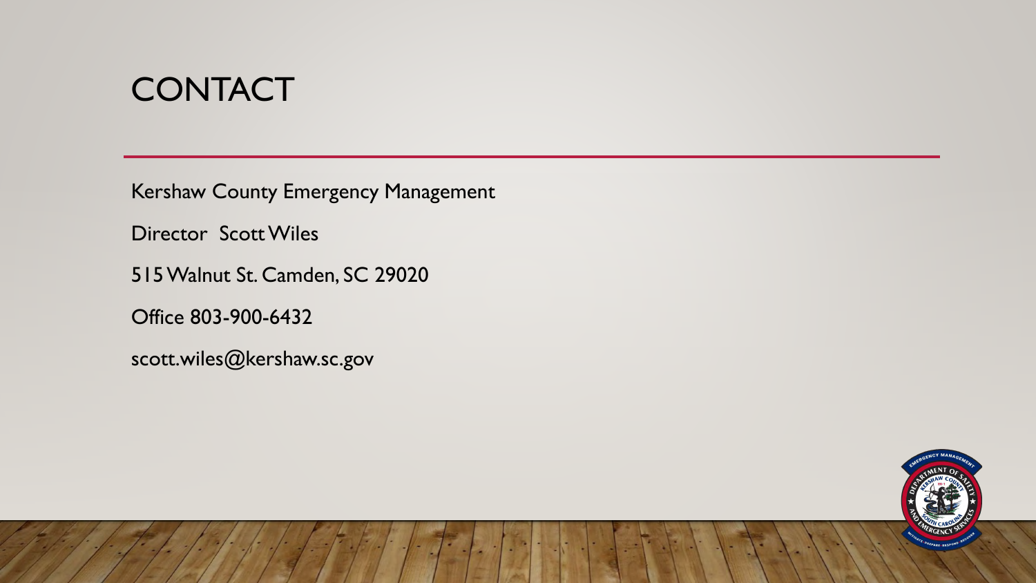# CONTACT

Kershaw County Emergency Management

Director Scott Wiles

515 Walnut St. Camden, SC 29020

Office 803-900-6432

scott.wiles@kershaw.sc.gov